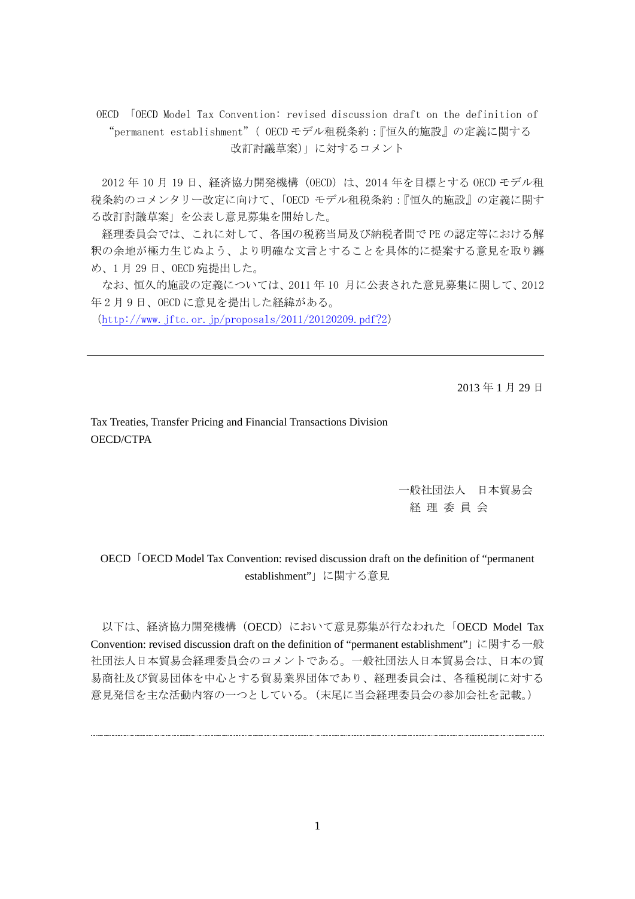OECD 「OECD Model Tax Convention: revised discussion draft on the definition of "permanent establishment"( OECD モデル租税条約:『恒久的施設』の定義に関する改訂討議草案)」に対するコメント

2012 年 10 月 19 日、経済協力開発機構（OECD）は、2014 年を目標とする OECD モデル租税条約のコメンタリー改定に向けて、「OECD モデル租税条約:『恒久的施設』の定義に関する改訂討議草案」を公表し意見募集を開始した。

経理委員会では、これに対して、各国の税務当局及び納税者間で PE の認定等における解釈の余地が極力生じぬよう、より明確な文言とすることを具体的に提案する意見を取り纏め、1 月 29 日、OECD 宛提出した。

なお、恒久的施設の定義については、2011 年 10 月に公表された意見募集に関して、2012 年 2 月 9 日、OECD に意見を提出した経緯がある。

(http://www.jftc.or.jp/proposals/2011/20120209.pdf?2)

---

2013 年 1 月 29 日

Tax Treaties, Transfer Pricing and Financial Transactions Division
OECD/CTPA

一般社団法人　日本貿易会
経 理 委 員 会

OECD「OECD Model Tax Convention: revised discussion draft on the definition of "permanent establishment"」に関する意見

以下は、経済協力開発機構（OECD）において意見募集が行なわれた「OECD Model Tax Convention: revised discussion draft on the definition of "permanent establishment"」に関する一般社団法人日本貿易会経理委員会のコメントである。一般社団法人日本貿易会は、日本の貿易商社及び貿易団体を中心とする貿易業界団体であり、経理委員会は、各種税制に対する意見発信を主な活動内容の一つとしている。（末尾に当会経理委員会の参加会社を記載。）

---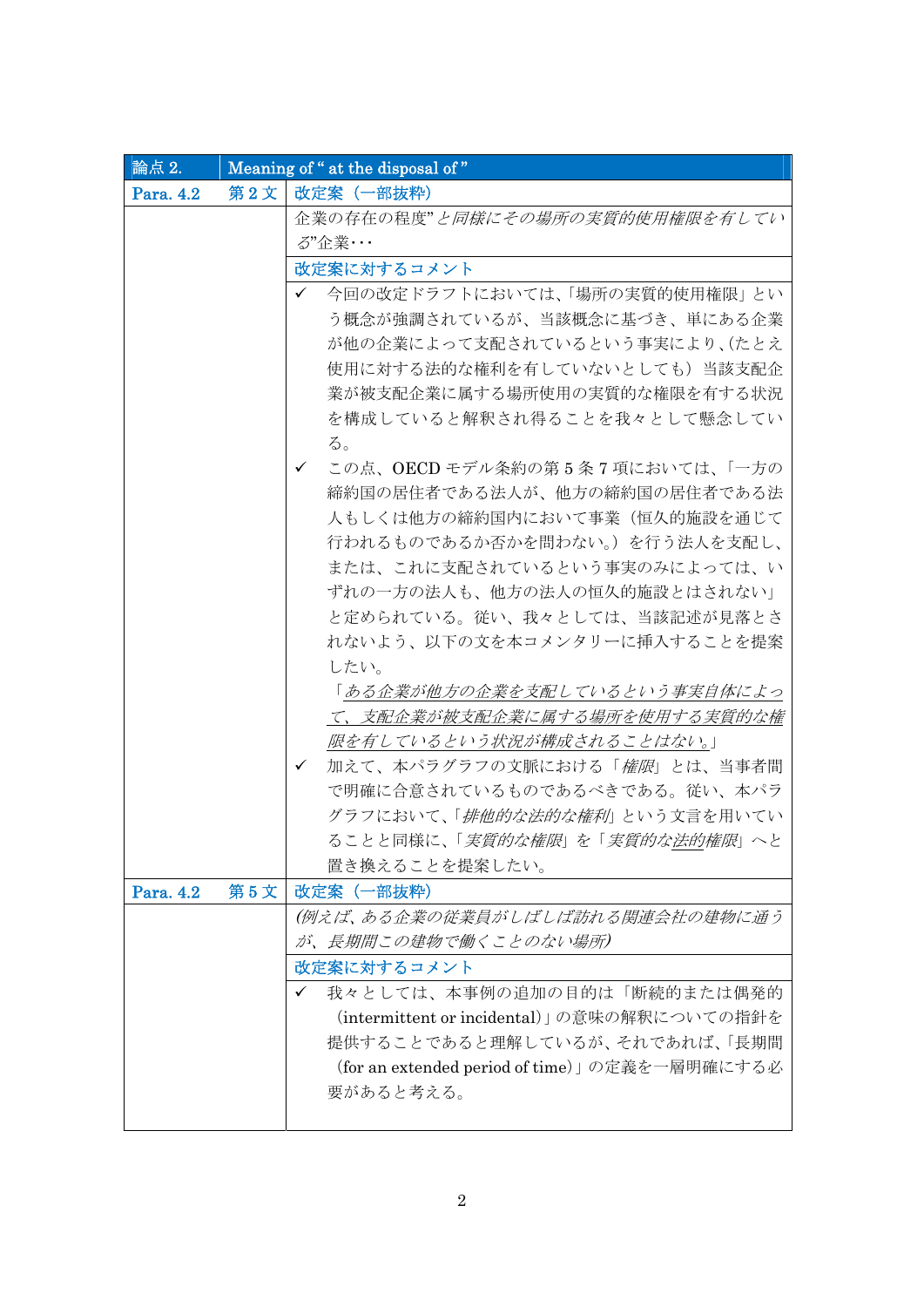| 論点 2. | Meaning of " at the disposal of " | |
|---|---|---|
| Para. 4.2 | 第 2 文 | 改定案（一部抜粋） |
| | | 企業の存在の程度"*と同様にその場所の実質的使用権限を有している*"企業・・・ |
| | | 改定案に対するコメント |
| | | ✓ 今回の改定ドラフトにおいては、「場所の実質的使用権限」という概念が強調されているが、当該概念に基づき、単にある企業が他の企業によって支配されているという事実により、(たとえ使用に対する法的な権利を有していないとしても）当該支配企業が被支配企業に属する場所使用の実質的な権限を有する状況を構成していると解釈され得ることを我々として懸念している。<br>✓ この点、OECD モデル条約の第 5 条 7 項においては、「一方の締約国の居住者である法人が、他方の締約国の居住者である法人もしくは他方の締約国内において事業（恒久的施設を通じて行われるものであるか否かを問わない。）を行う法人を支配し、または、これに支配されているという事実のみによっては、いずれの一方の法人も、他方の法人の恒久的施設とはされない」と定められている。従い、我々としては、当該記述が見落とされないよう、以下の文を本コメンタリーに挿入することを提案したい。<br>「*ある企業が他方の企業を支配しているという事実自体によって、支配企業が被支配企業に属する場所を使用する実質的な権限を有しているという状況が構成されることはない。*」<br>✓ 加えて、本パラグラフの文脈における「*権限*」とは、当事者間で明確に合意されているものであるべきである。従い、本パラグラフにおいて、「*排他的な法的な権利*」という文言を用いていることと同様に、「*実質的な権限*」を「*実質的な法的権限*」へと置き換えることを提案したい。 |
| Para. 4.2 | 第 5 文 | 改定案（一部抜粋） |
| | | *(例えば、ある企業の従業員がしばしば訪れる関連会社の建物に通うが、長期間この建物で働くことのない場所)* |
| | | 改定案に対するコメント |
| | | ✓ 我々としては、本事例の追加の目的は「断続的または偶発的（intermittent or incidental)」の意味の解釈についての指針を提供することであると理解しているが、それであれば、「長期間（for an extended period of time)」の定義を一層明確にする必要があると考える。 |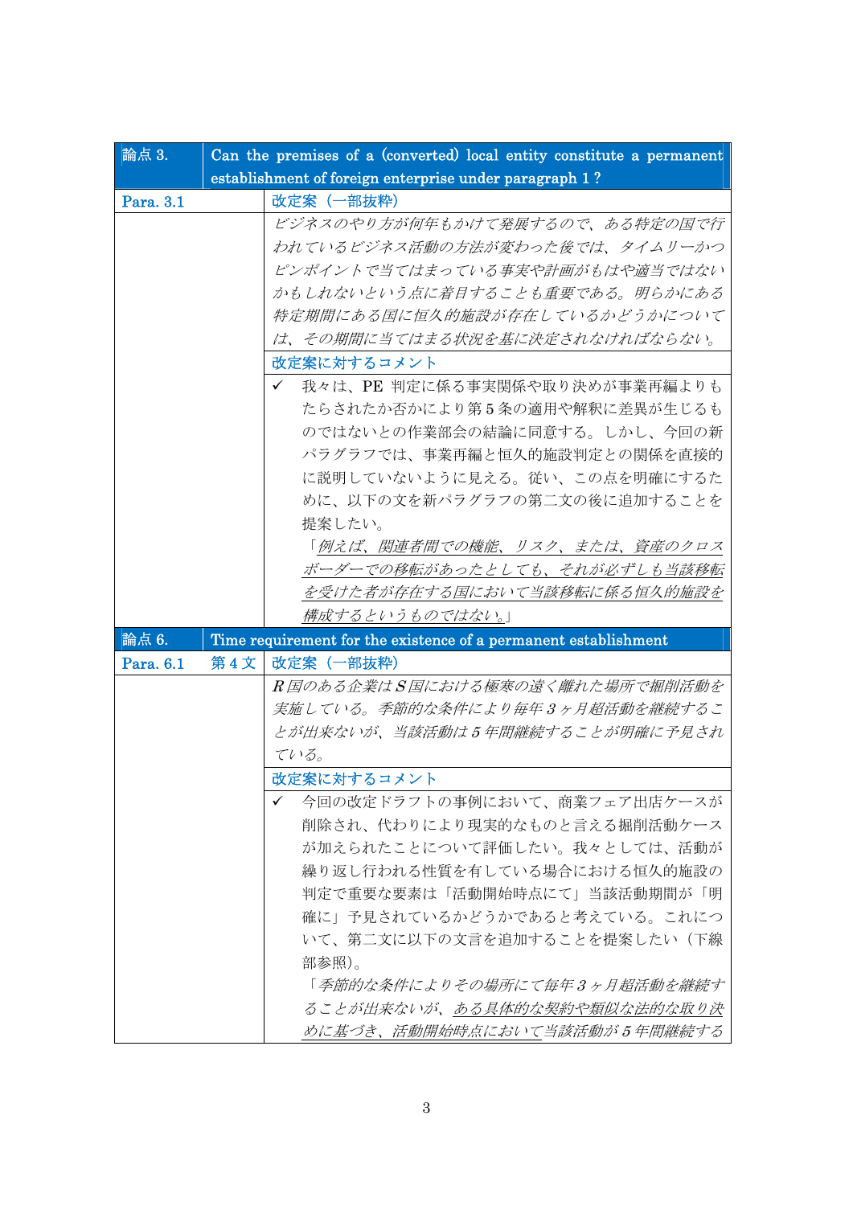| 論点 3. | Can the premises of a (converted) local entity constitute a permanent establishment of foreign enterprise under paragraph 1 ? |
|---|---|
| Para. 3.1 | 改定案（一部抜粋） |
| | *ビジネスのやり方が何年もかけて発展するので、ある特定の国で行われているビジネス活動の方法が変わった後では、タイムリーかつピンポイントで当てはまっている事実や計画がもはや適当ではないかもしれないという点に着目することも重要である。明らかにある特定期間にある国に恒久的施設が存在しているかどうかについては、その期間に当てはまる状況を基に決定されなければならない。* |
| | 改定案に対するコメント |
| | ✓ 我々は、PE 判定に係る事実関係や取り決めが事業再編よりもたらされたか否かにより第 5 条の適用や解釈に差異が生じるものではないとの作業部会の結論に同意する。しかし、今回の新パラグラフでは、事業再編と恒久的施設判定との関係を直接的に説明していないように見える。従い、この点を明確にするために、以下の文を新パラグラフの第二文の後に追加することを提案したい。<br>「*例えば、関連者間での機能、リスク、または、資産のクロスボーダーでの移転があったとしても、それが必ずしも当該移転を受けた者が存在する国において当該移転に係る恒久的施設を構成するというものではない。*」 |

| 論点 6. | Time requirement for the existence of a permanent establishment | |
|---|---|---|
| Para. 6.1 | 第 4 文 | 改定案（一部抜粋） |
| | | *R 国のある企業は S 国における極寒の遠く離れた場所で掘削活動を実施している。季節的な条件により毎年 3 ヶ月超活動を継続することが出来ないが、当該活動は 5 年間継続することが明確に予見されている。* |
| | | 改定案に対するコメント |
| | | ✓ 今回の改定ドラフトの事例において、商業フェア出店ケースが削除され、代わりにより現実的なものと言える掘削活動ケースが加えられたことについて評価したい。我々としては、活動が繰り返し行われる性質を有している場合における恒久的施設の判定で重要な要素は「活動開始時点にて」当該活動期間が「明確に」予見されているかどうかであると考えている。これについて、第二文に以下の文言を追加することを提案したい（下線部参照）。<br>「*季節的な条件によりその場所にて毎年 3 ヶ月超活動を継続することが出来ないが、ある具体的な契約や類似な法的な取り決めに基づき、活動開始時点において当該活動が 5 年間継続する* |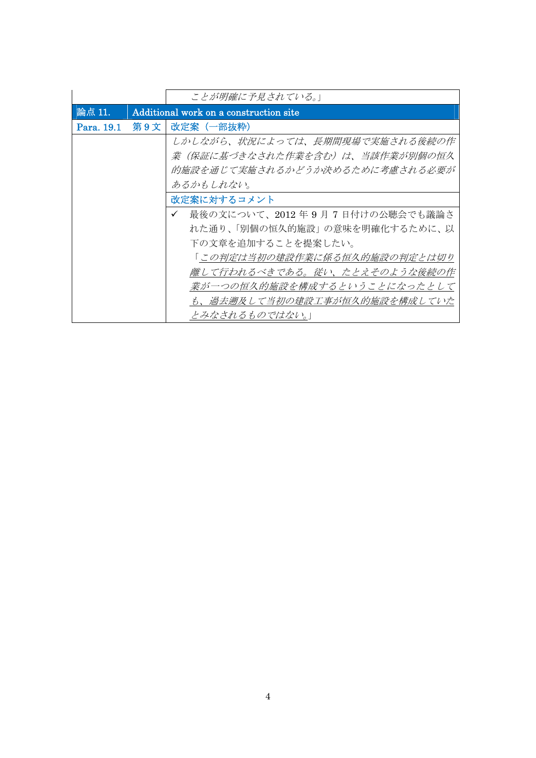| | | |
|---|---|---|
| | | *ことが明確に予見されている。*」 |
| 論点 11. | Additional work on a construction site | |
| Para. 19.1 | 第 9 文 | 改定案（一部抜粋） |
| | | *しかしながら、状況によっては、長期間現場で実施される後続の作業（保証に基づきなされた作業を含む）は、当該作業が別個の恒久的施設を通じて実施されるかどうか決めるために考慮される必要があるかもしれない。* |
| | | 改定案に対するコメント |
| | | ✓ 最後の文について、2012 年 9 月 7 日付けの公聴会でも議論された通り、「別個の恒久的施設」の意味を明確化するために、以下の文章を追加することを提案したい。<br>「<u>*この判定は当初の建設作業に係る恒久的施設の判定とは切り離して行われるべきである。従い、たとえそのような後続の作業が一つの恒久的施設を構成するということになったとしても、過去遡及して当初の建設工事が恒久的施設を構成していたとみなされるものではない。*</u>」 |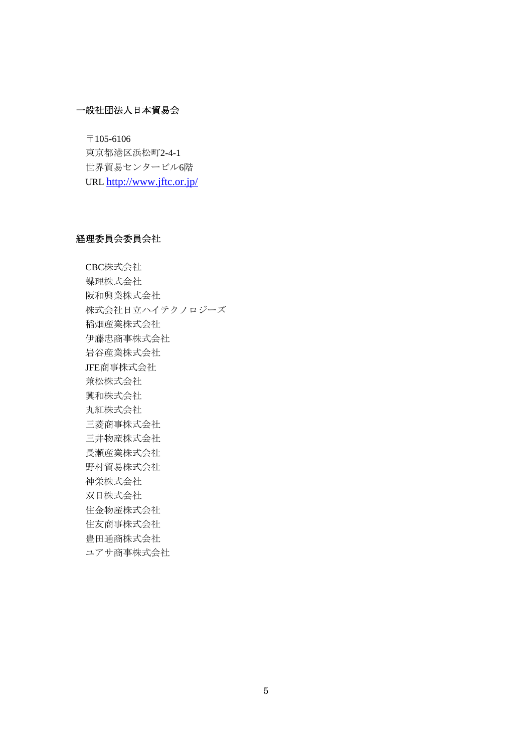## 一般社団法人日本貿易会

〒105-6106
東京都港区浜松町2-4-1
世界貿易センタービル6階
URL http://www.jftc.or.jp/

## 経理委員会委員会社

CBC株式会社
蝶理株式会社
阪和興業株式会社
株式会社日立ハイテクノロジーズ
稲畑産業株式会社
伊藤忠商事株式会社
岩谷産業株式会社
JFE商事株式会社
兼松株式会社
興和株式会社
丸紅株式会社
三菱商事株式会社
三井物産株式会社
長瀬産業株式会社
野村貿易株式会社
神栄株式会社
双日株式会社
住金物産株式会社
住友商事株式会社
豊田通商株式会社
ユアサ商事株式会社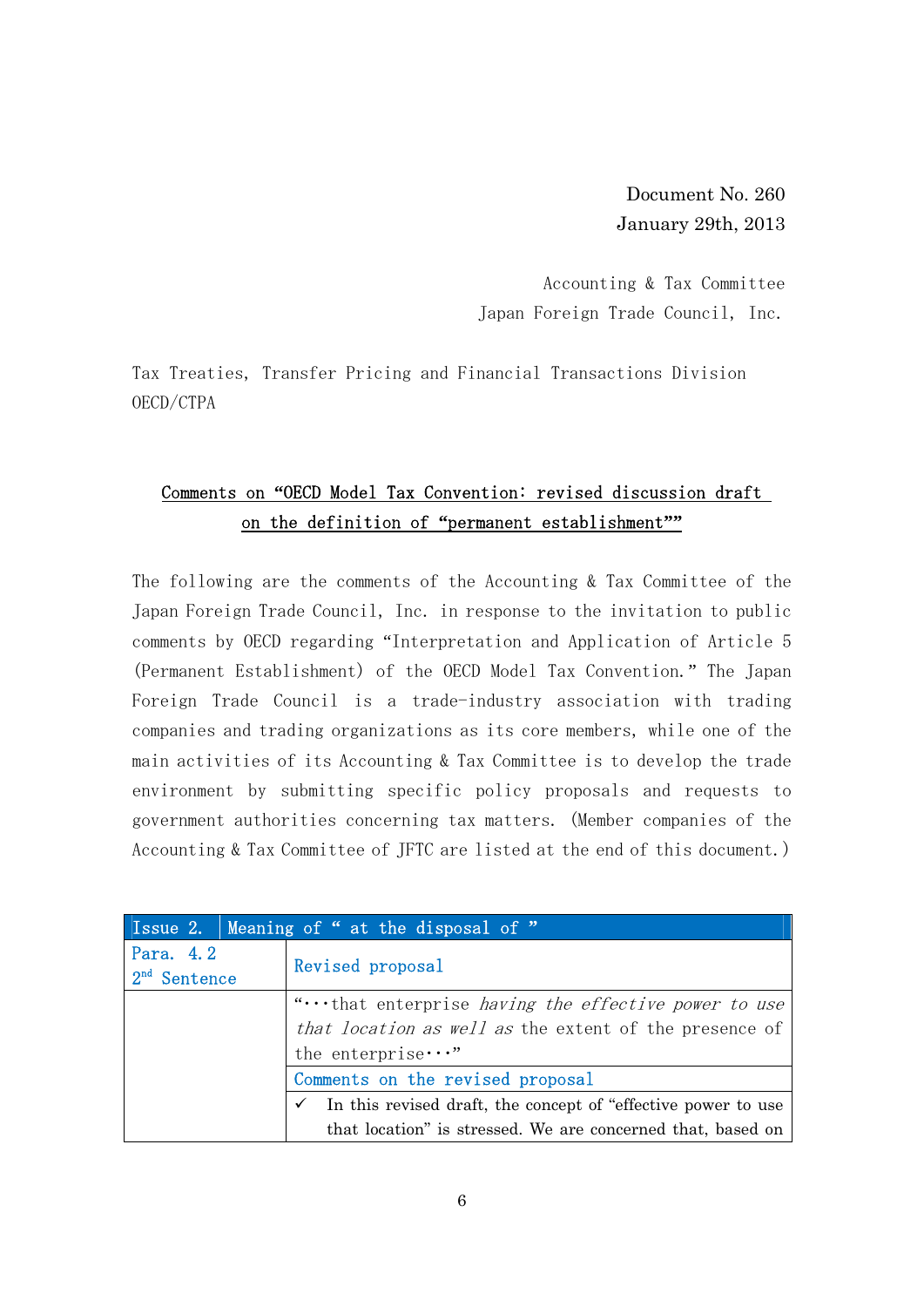Document No. 260
January 29th, 2013

Accounting & Tax Committee
Japan Foreign Trade Council, Inc.

Tax Treaties, Transfer Pricing and Financial Transactions Division
OECD/CTPA

## Comments on "OECD Model Tax Convention: revised discussion draft on the definition of "permanent establishment""

The following are the comments of the Accounting & Tax Committee of the Japan Foreign Trade Council, Inc. in response to the invitation to public comments by OECD regarding "Interpretation and Application of Article 5 (Permanent Establishment) of the OECD Model Tax Convention." The Japan Foreign Trade Council is a trade-industry association with trading companies and trading organizations as its core members, while one of the main activities of its Accounting & Tax Committee is to develop the trade environment by submitting specific policy proposals and requests to government authorities concerning tax matters. (Member companies of the Accounting & Tax Committee of JFTC are listed at the end of this document.)

| Issue 2. | Meaning of " at the disposal of " |
|---|---|
| Para. 4.2<br>2nd Sentence | Revised proposal |
| | "・・・that enterprise *having the effective power to use that location as well as* the extent of the presence of the enterprise・・・" |
| | Comments on the revised proposal |
| | ✓ In this revised draft, the concept of "effective power to use that location" is stressed. We are concerned that, based on |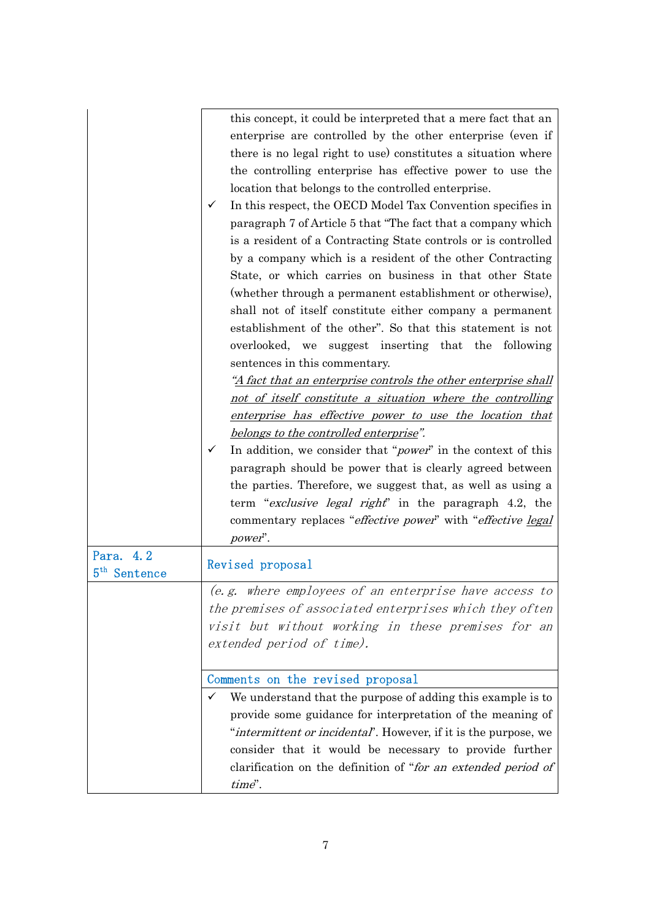| | |
|---|---|
| | this concept, it could be interpreted that a mere fact that an enterprise are controlled by the other enterprise (even if there is no legal right to use) constitutes a situation where the controlling enterprise has effective power to use the location that belongs to the controlled enterprise.<br>✓ In this respect, the OECD Model Tax Convention specifies in paragraph 7 of Article 5 that "The fact that a company which is a resident of a Contracting State controls or is controlled by a company which is a resident of the other Contracting State, or which carries on business in that other State (whether through a permanent establishment or otherwise), shall not of itself constitute either company a permanent establishment of the other". So that this statement is not overlooked, we suggest inserting that the following sentences in this commentary.<br><u>*"A fact that an enterprise controls the other enterprise shall not of itself constitute a situation where the controlling enterprise has effective power to use the location that belongs to the controlled enterprise".*</u><br>✓ In addition, we consider that "*power*" in the context of this paragraph should be power that is clearly agreed between the parties. Therefore, we suggest that, as well as using a term "*exclusive legal right*" in the paragraph 4.2, the commentary replaces "*effective power*" with "*effective <u>legal</u> power*". |
| Para. 4.2<br>5th Sentence | Revised proposal |
| | *(e.g. where employees of an enterprise have access to the premises of associated enterprises which they often visit but without working in these premises for an extended period of time).* |
| | Comments on the revised proposal |
| | ✓ We understand that the purpose of adding this example is to provide some guidance for interpretation of the meaning of "*intermittent or incidental*". However, if it is the purpose, we consider that it would be necessary to provide further clarification on the definition of "*for an extended period of time*". |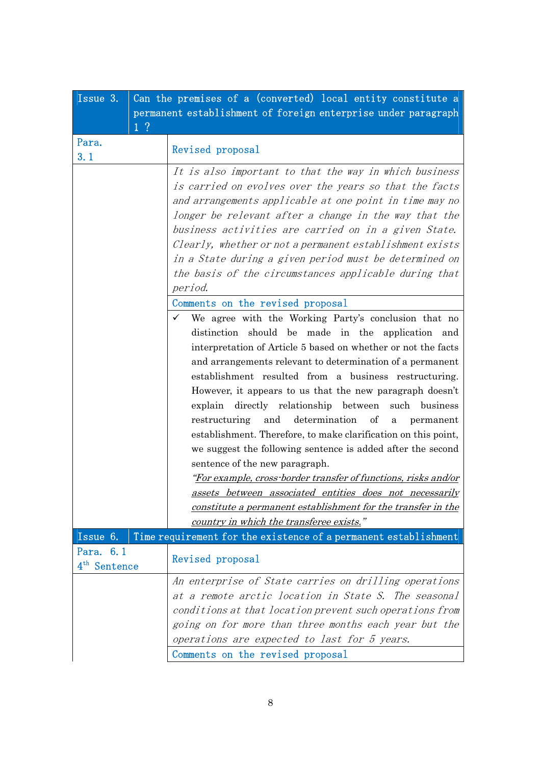| Issue 3. | Can the premises of a (converted) local entity constitute a permanent establishment of foreign enterprise under paragraph 1 ? |
|---|---|
| Para. 3.1 | Revised proposal |
| | *It is also important to that the way in which business is carried on evolves over the years so that the facts and arrangements applicable at one point in time may no longer be relevant after a change in the way that the business activities are carried on in a given State. Clearly, whether or not a permanent establishment exists in a State during a given period must be determined on the basis of the circumstances applicable during that period.* |
| | Comments on the revised proposal |
| | ✓ We agree with the Working Party's conclusion that no distinction should be made in the application and interpretation of Article 5 based on whether or not the facts and arrangements relevant to determination of a permanent establishment resulted from a business restructuring. However, it appears to us that the new paragraph doesn't explain directly relationship between such business restructuring and determination of a permanent establishment. Therefore, to make clarification on this point, we suggest the following sentence is added after the second sentence of the new paragraph. *"For example, cross-border transfer of functions, risks and/or assets between associated entities does not necessarily constitute a permanent establishment for the transfer in the country in which the transferee exists."* |
| **Issue 6.** | **Time requirement for the existence of a permanent establishment** |
| Para. 6.1 4th Sentence | Revised proposal |
| | *An enterprise of State carries on drilling operations at a remote arctic location in State S. The seasonal conditions at that location prevent such operations from going on for more than three months each year but the operations are expected to last for 5 years.* |
| | Comments on the revised proposal |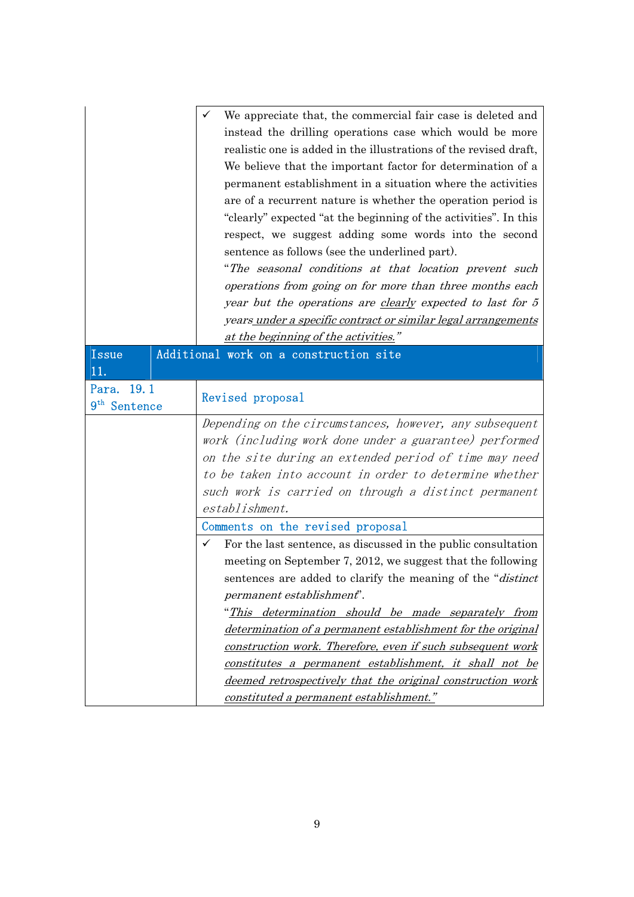| | |
|---|---|
| | ✓ We appreciate that, the commercial fair case is deleted and instead the drilling operations case which would be more realistic one is added in the illustrations of the revised draft, We believe that the important factor for determination of a permanent establishment in a situation where the activities are of a recurrent nature is whether the operation period is "clearly" expected "at the beginning of the activities". In this respect, we suggest adding some words into the second sentence as follows (see the underlined part).<br>"*The seasonal conditions at that location prevent such operations from going on for more than three months each year but the operations are* <u>*clearly*</u> *expected to last for 5 years* <u>*under a specific contract or similar legal arrangements at the beginning of the activities.*</u>" |
| **Issue 11.** | **Additional work on a construction site** |
| Para. 19.1<br>9th Sentence | Revised proposal |
| | *Depending on the circumstances, however, any subsequent work (including work done under a guarantee) performed on the site during an extended period of time may need to be taken into account in order to determine whether such work is carried on through a distinct permanent establishment.* |
| | Comments on the revised proposal |
| | ✓ For the last sentence, as discussed in the public consultation meeting on September 7, 2012, we suggest that the following sentences are added to clarify the meaning of the "*distinct permanent establishment*".<br>"<u>*This determination should be made separately from determination of a permanent establishment for the original construction work. Therefore, even if such subsequent work constitutes a permanent establishment, it shall not be deemed retrospectively that the original construction work constituted a permanent establishment.*</u>" |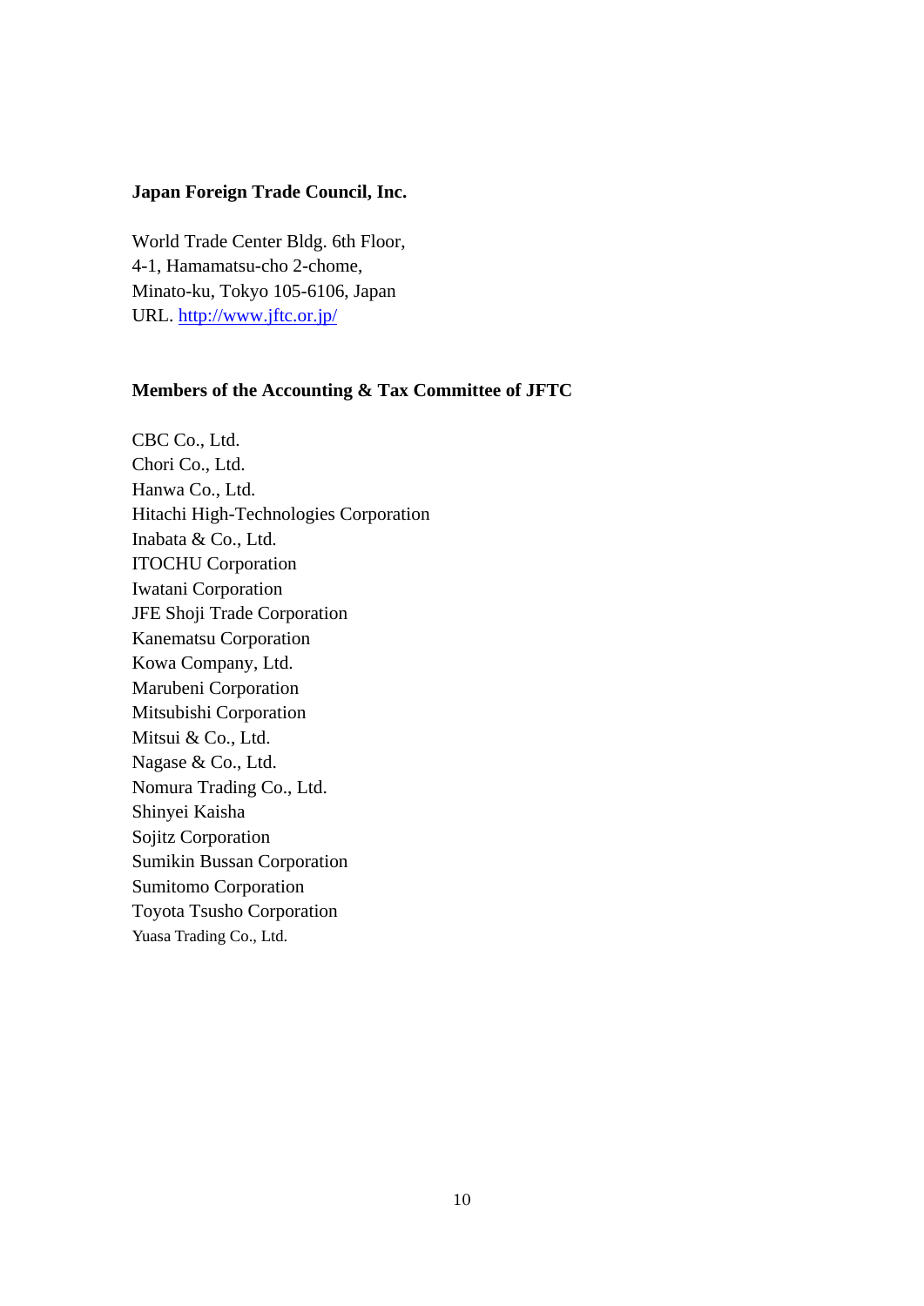**Japan Foreign Trade Council, Inc.**

World Trade Center Bldg. 6th Floor,
4-1, Hamamatsu-cho 2-chome,
Minato-ku, Tokyo 105-6106, Japan
URL. http://www.jftc.or.jp/

**Members of the Accounting & Tax Committee of JFTC**

CBC Co., Ltd.
Chori Co., Ltd.
Hanwa Co., Ltd.
Hitachi High-Technologies Corporation
Inabata & Co., Ltd.
ITOCHU Corporation
Iwatani Corporation
JFE Shoji Trade Corporation
Kanematsu Corporation
Kowa Company, Ltd.
Marubeni Corporation
Mitsubishi Corporation
Mitsui & Co., Ltd.
Nagase & Co., Ltd.
Nomura Trading Co., Ltd.
Shinyei Kaisha
Sojitz Corporation
Sumikin Bussan Corporation
Sumitomo Corporation
Toyota Tsusho Corporation
Yuasa Trading Co., Ltd.